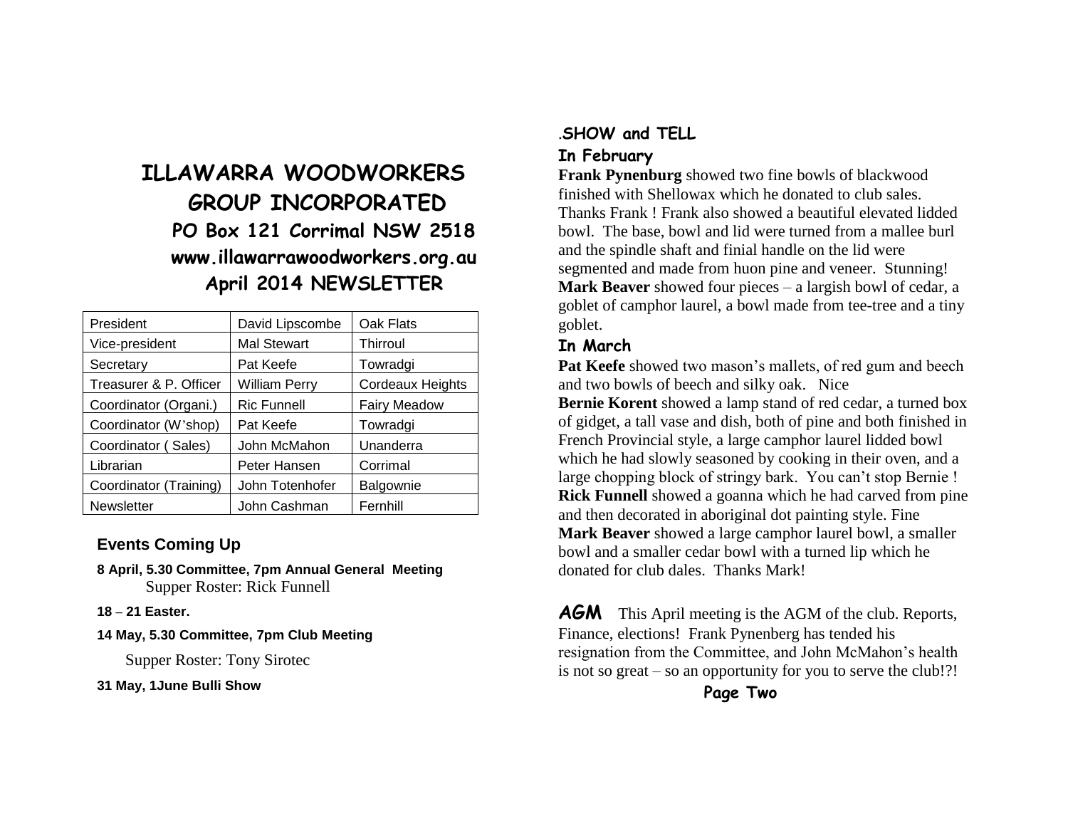# ILLAWARRA WOODWORKERS GROUP INCORPORATED

**PO Box 121 Corrimal NSW 2518**

**www.illawarrawoodworkers.org.au**

**April 2014 NEWSLETTER**

| President | David Lipscombe | Oak Flats |
|---|---|---|
| Vice-president | Mal Stewart | Thirroul |
| Secretary | Pat Keefe | Towradgi |
| Treasurer & P. Officer | William Perry | Cordeaux Heights |
| Coordinator (Organi.) | Ric Funnell | Fairy Meadow |
| Coordinator (W'shop) | Pat Keefe | Towradgi |
| Coordinator ( Sales) | John McMahon | Unanderra |
| Librarian | Peter Hansen | Corrimal |
| Coordinator (Training) | John Totenhofer | Balgownie |
| Newsletter | John Cashman | Fernhill |

## Events Coming Up

**8 April, 5.30 Committee, 7pm Annual General Meeting**
Supper Roster: Rick Funnell

**18 – 21 Easter.**

**14 May, 5.30 Committee, 7pm Club Meeting**

Supper Roster: Tony Sirotec

**31 May, 1June Bulli Show**

## .SHOW and TELL

### In February

**Frank Pynenburg** showed two fine bowls of blackwood finished with Shellowax which he donated to club sales. Thanks Frank ! Frank also showed a beautiful elevated lidded bowl. The base, bowl and lid were turned from a mallee burl and the spindle shaft and finial handle on the lid were segmented and made from huon pine and veneer. Stunning!

**Mark Beaver** showed four pieces – a largish bowl of cedar, a goblet of camphor laurel, a bowl made from tee-tree and a tiny goblet.

### In March

**Pat Keefe** showed two mason's mallets, of red gum and beech and two bowls of beech and silky oak. Nice

**Bernie Korent** showed a lamp stand of red cedar, a turned box of gidget, a tall vase and dish, both of pine and both finished in French Provincial style, a large camphor laurel lidded bowl which he had slowly seasoned by cooking in their oven, and a large chopping block of stringy bark. You can't stop Bernie !

**Rick Funnell** showed a goanna which he had carved from pine and then decorated in aboriginal dot painting style. Fine

**Mark Beaver** showed a large camphor laurel bowl, a smaller bowl and a smaller cedar bowl with a turned lip which he donated for club dales. Thanks Mark!

**AGM** This April meeting is the AGM of the club. Reports, Finance, elections! Frank Pynenberg has tended his resignation from the Committee, and John McMahon's health is not so great – so an opportunity for you to serve the club!?!

**Page Two**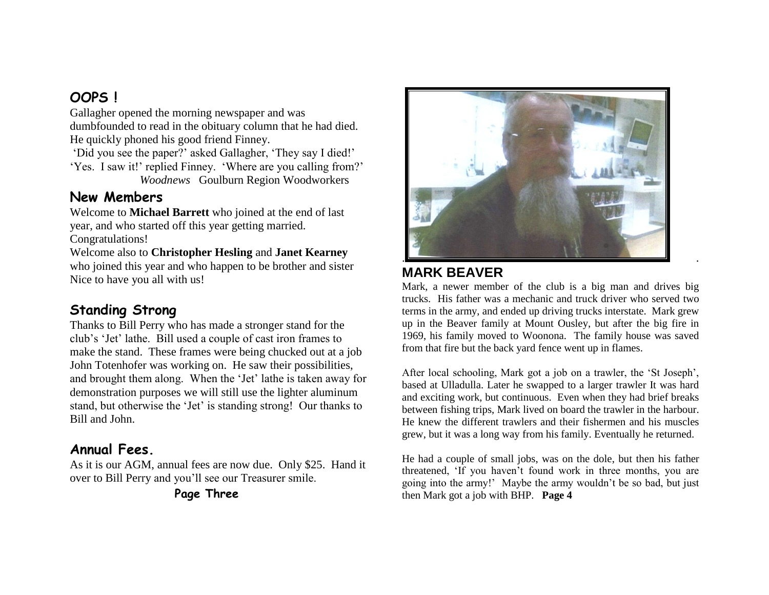## OOPS !

Gallagher opened the morning newspaper and was dumbfounded to read in the obituary column that he had died. He quickly phoned his good friend Finney.

'Did you see the paper?' asked Gallagher, 'They say I died!'

'Yes. I saw it!' replied Finney. 'Where are you calling from?'

*Woodnews* Goulburn Region Woodworkers

## New Members

Welcome to **Michael Barrett** who joined at the end of last year, and who started off this year getting married. Congratulations!

Welcome also to **Christopher Hesling** and **Janet Kearney** who joined this year and who happen to be brother and sister Nice to have you all with us!

## Standing Strong

Thanks to Bill Perry who has made a stronger stand for the club's 'Jet' lathe. Bill used a couple of cast iron frames to make the stand. These frames were being chucked out at a job John Totenhofer was working on. He saw their possibilities, and brought them along. When the 'Jet' lathe is taken away for demonstration purposes we will still use the lighter aluminum stand, but otherwise the 'Jet' is standing strong! Our thanks to Bill and John.

## Annual Fees.

As it is our AGM, annual fees are now due. Only $25. Hand it over to Bill Perry and you'll see our Treasurer smile.

**Page Three**

## MARK BEAVER

Mark, a newer member of the club is a big man and drives big trucks. His father was a mechanic and truck driver who served two terms in the army, and ended up driving trucks interstate. Mark grew up in the Beaver family at Mount Ousley, but after the big fire in 1969, his family moved to Woonona. The family house was saved from that fire but the back yard fence went up in flames.

After local schooling, Mark got a job on a trawler, the 'St Joseph', based at Ulladulla. Later he swapped to a larger trawler It was hard and exciting work, but continuous. Even when they had brief breaks between fishing trips, Mark lived on board the trawler in the harbour. He knew the different trawlers and their fishermen and his muscles grew, but it was a long way from his family. Eventually he returned.

He had a couple of small jobs, was on the dole, but then his father threatened, 'If you haven't found work in three months, you are going into the army!' Maybe the army wouldn't be so bad, but just then Mark got a job with BHP. **Page 4**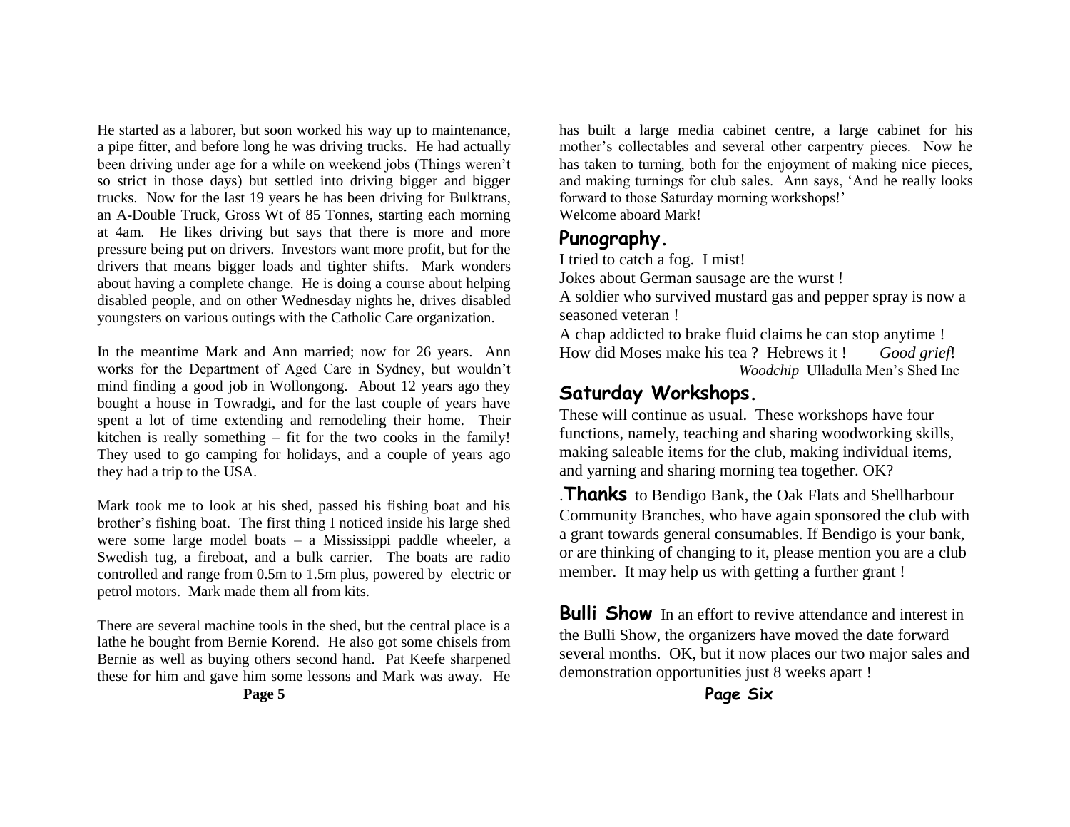He started as a laborer, but soon worked his way up to maintenance, a pipe fitter, and before long he was driving trucks. He had actually been driving under age for a while on weekend jobs (Things weren't so strict in those days) but settled into driving bigger and bigger trucks. Now for the last 19 years he has been driving for Bulktrans, an A-Double Truck, Gross Wt of 85 Tonnes, starting each morning at 4am. He likes driving but says that there is more and more pressure being put on drivers. Investors want more profit, but for the drivers that means bigger loads and tighter shifts. Mark wonders about having a complete change. He is doing a course about helping disabled people, and on other Wednesday nights he, drives disabled youngsters on various outings with the Catholic Care organization.

In the meantime Mark and Ann married; now for 26 years. Ann works for the Department of Aged Care in Sydney, but wouldn't mind finding a good job in Wollongong. About 12 years ago they bought a house in Towradgi, and for the last couple of years have spent a lot of time extending and remodeling their home. Their kitchen is really something – fit for the two cooks in the family! They used to go camping for holidays, and a couple of years ago they had a trip to the USA.

Mark took me to look at his shed, passed his fishing boat and his brother's fishing boat. The first thing I noticed inside his large shed were some large model boats – a Mississippi paddle wheeler, a Swedish tug, a fireboat, and a bulk carrier. The boats are radio controlled and range from 0.5m to 1.5m plus, powered by electric or petrol motors. Mark made them all from kits.

There are several machine tools in the shed, but the central place is a lathe he bought from Bernie Korend. He also got some chisels from Bernie as well as buying others second hand. Pat Keefe sharpened these for him and gave him some lessons and Mark was away. He has built a large media cabinet centre, a large cabinet for his mother's collectables and several other carpentry pieces. Now he has taken to turning, both for the enjoyment of making nice pieces, and making turnings for club sales. Ann says, 'And he really looks forward to those Saturday morning workshops!'
Welcome aboard Mark!

## Punography.

I tried to catch a fog. I mist!
Jokes about German sausage are the wurst !
A soldier who survived mustard gas and pepper spray is now a seasoned veteran !
A chap addicted to brake fluid claims he can stop anytime !
How did Moses make his tea ? Hebrews it ! *Good grief*!

*Woodchip* Ulladulla Men's Shed Inc

## Saturday Workshops.

These will continue as usual. These workshops have four functions, namely, teaching and sharing woodworking skills, making saleable items for the club, making individual items, and yarning and sharing morning tea together. OK?

.**Thanks** to Bendigo Bank, the Oak Flats and Shellharbour Community Branches, who have again sponsored the club with a grant towards general consumables. If Bendigo is your bank, or are thinking of changing to it, please mention you are a club member. It may help us with getting a further grant !

**Bulli Show** In an effort to revive attendance and interest in the Bulli Show, the organizers have moved the date forward several months. OK, but it now places our two major sales and demonstration opportunities just 8 weeks apart !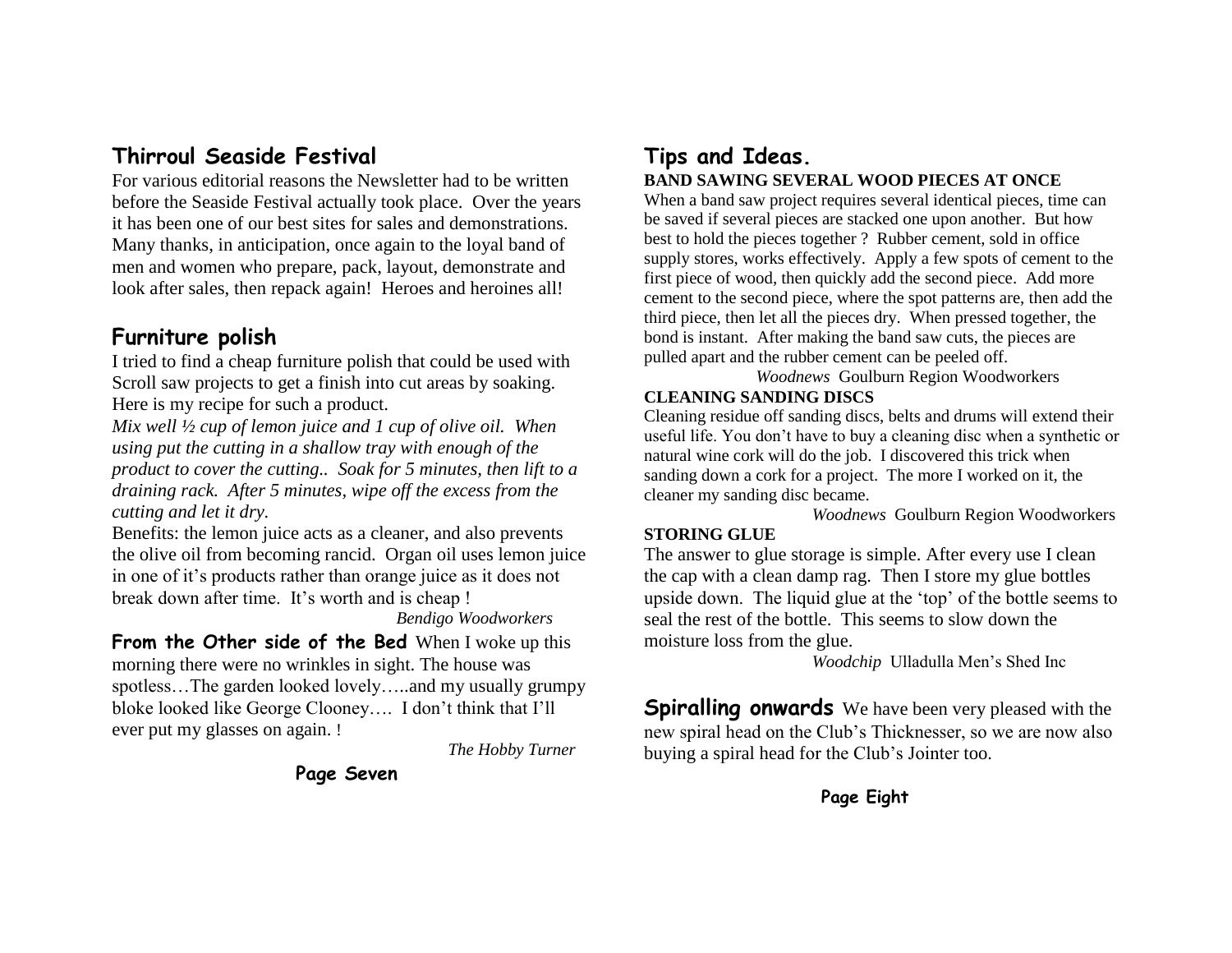## Thirroul Seaside Festival

For various editorial reasons the Newsletter had to be written before the Seaside Festival actually took place. Over the years it has been one of our best sites for sales and demonstrations. Many thanks, in anticipation, once again to the loyal band of men and women who prepare, pack, layout, demonstrate and look after sales, then repack again! Heroes and heroines all!

## Furniture polish

I tried to find a cheap furniture polish that could be used with Scroll saw projects to get a finish into cut areas by soaking. Here is my recipe for such a product.

*Mix well ½ cup of lemon juice and 1 cup of olive oil. When using put the cutting in a shallow tray with enough of the product to cover the cutting.. Soak for 5 minutes, then lift to a draining rack. After 5 minutes, wipe off the excess from the cutting and let it dry.*

Benefits: the lemon juice acts as a cleaner, and also prevents the olive oil from becoming rancid. Organ oil uses lemon juice in one of it's products rather than orange juice as it does not break down after time. It's worth and is cheap !

*Bendigo Woodworkers*

**From the Other side of the Bed** When I woke up this morning there were no wrinkles in sight. The house was spotless…The garden looked lovely…..and my usually grumpy bloke looked like George Clooney…. I don't think that I'll ever put my glasses on again. !

*The Hobby Turner*

## Tips and Ideas.

**BAND SAWING SEVERAL WOOD PIECES AT ONCE**

When a band saw project requires several identical pieces, time can be saved if several pieces are stacked one upon another. But how best to hold the pieces together ? Rubber cement, sold in office supply stores, works effectively. Apply a few spots of cement to the first piece of wood, then quickly add the second piece. Add more cement to the second piece, where the spot patterns are, then add the third piece, then let all the pieces dry. When pressed together, the bond is instant. After making the band saw cuts, the pieces are pulled apart and the rubber cement can be peeled off.

*Woodnews* Goulburn Region Woodworkers

**CLEANING SANDING DISCS**

Cleaning residue off sanding discs, belts and drums will extend their useful life. You don't have to buy a cleaning disc when a synthetic or natural wine cork will do the job. I discovered this trick when sanding down a cork for a project. The more I worked on it, the cleaner my sanding disc became.

*Woodnews* Goulburn Region Woodworkers

**STORING GLUE**

The answer to glue storage is simple. After every use I clean the cap with a clean damp rag. Then I store my glue bottles upside down. The liquid glue at the 'top' of the bottle seems to seal the rest of the bottle. This seems to slow down the moisture loss from the glue.

*Woodchip* Ulladulla Men's Shed Inc

**Spiralling onwards** We have been very pleased with the new spiral head on the Club's Thicknesser, so we are now also buying a spiral head for the Club's Jointer too.